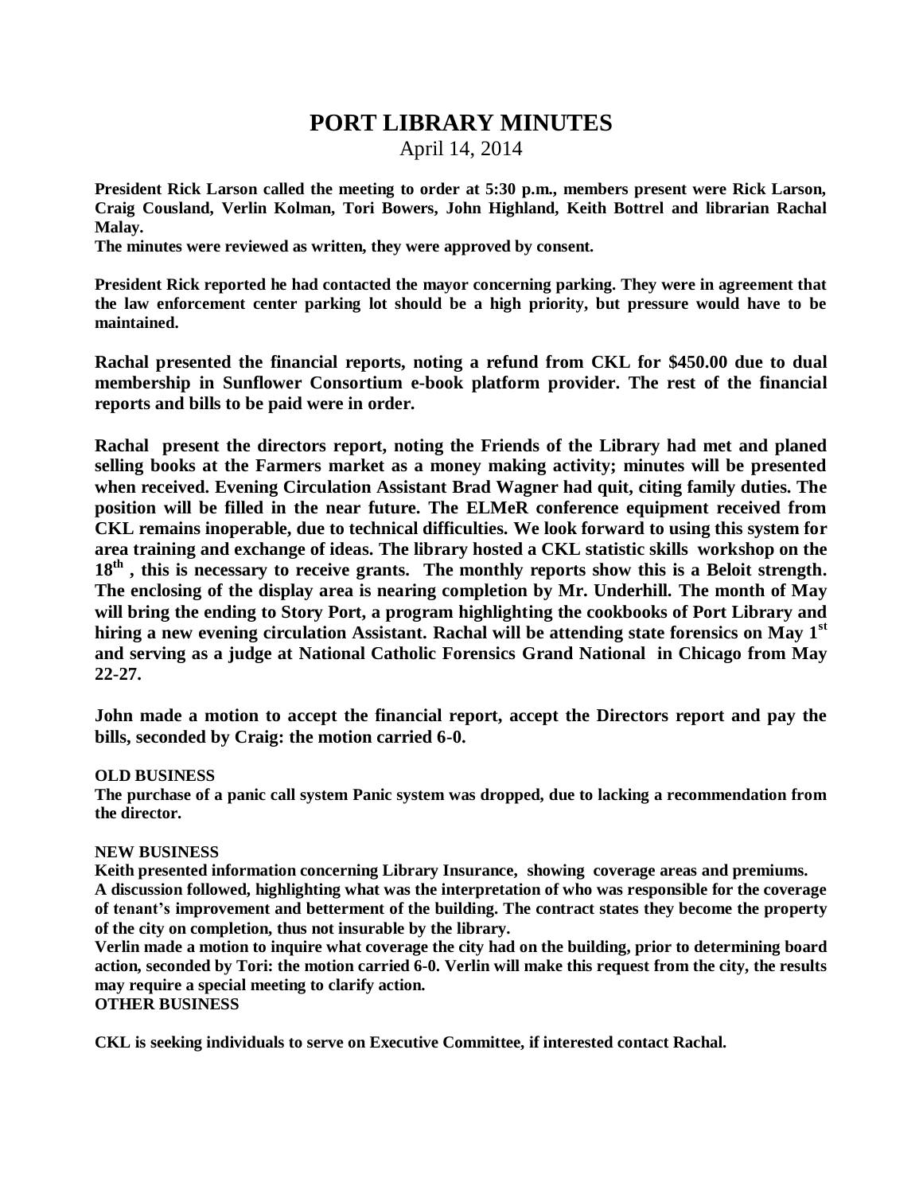# PORT LIBRARY MINUTES

April 14, 2014

**President Rick Larson called the meeting to order at 5:30 p.m., members present were Rick Larson, Craig Cousland, Verlin Kolman, Tori Bowers, John Highland, Keith Bottrel and librarian Rachal Malay.**

**The minutes were reviewed as written, they were approved by consent.**

**President Rick reported he had contacted the mayor concerning parking. They were in agreement that the law enforcement center parking lot should be a high priority, but pressure would have to be maintained.**

**Rachal presented the financial reports, noting a refund from CKL for $450.00 due to dual membership in Sunflower Consortium e-book platform provider. The rest of the financial reports and bills to be paid were in order.**

**Rachal present the directors report, noting the Friends of the Library had met and planed selling books at the Farmers market as a money making activity; minutes will be presented when received. Evening Circulation Assistant Brad Wagner had quit, citing family duties. The position will be filled in the near future. The ELMeR conference equipment received from CKL remains inoperable, due to technical difficulties. We look forward to using this system for area training and exchange of ideas. The library hosted a CKL statistic skills workshop on the 18th , this is necessary to receive grants. The monthly reports show this is a Beloit strength. The enclosing of the display area is nearing completion by Mr. Underhill. The month of May will bring the ending to Story Port, a program highlighting the cookbooks of Port Library and hiring a new evening circulation Assistant. Rachal will be attending state forensics on May 1st and serving as a judge at National Catholic Forensics Grand National in Chicago from May 22-27.**

**John made a motion to accept the financial report, accept the Directors report and pay the bills, seconded by Craig: the motion carried 6-0.**

**OLD BUSINESS**

**The purchase of a panic call system Panic system was dropped, due to lacking a recommendation from the director.**

**NEW BUSINESS**

**Keith presented information concerning Library Insurance, showing coverage areas and premiums.**

**A discussion followed, highlighting what was the interpretation of who was responsible for the coverage of tenant's improvement and betterment of the building. The contract states they become the property of the city on completion, thus not insurable by the library.**

**Verlin made a motion to inquire what coverage the city had on the building, prior to determining board action, seconded by Tori: the motion carried 6-0. Verlin will make this request from the city, the results may require a special meeting to clarify action.**

**OTHER BUSINESS**

**CKL is seeking individuals to serve on Executive Committee, if interested contact Rachal.**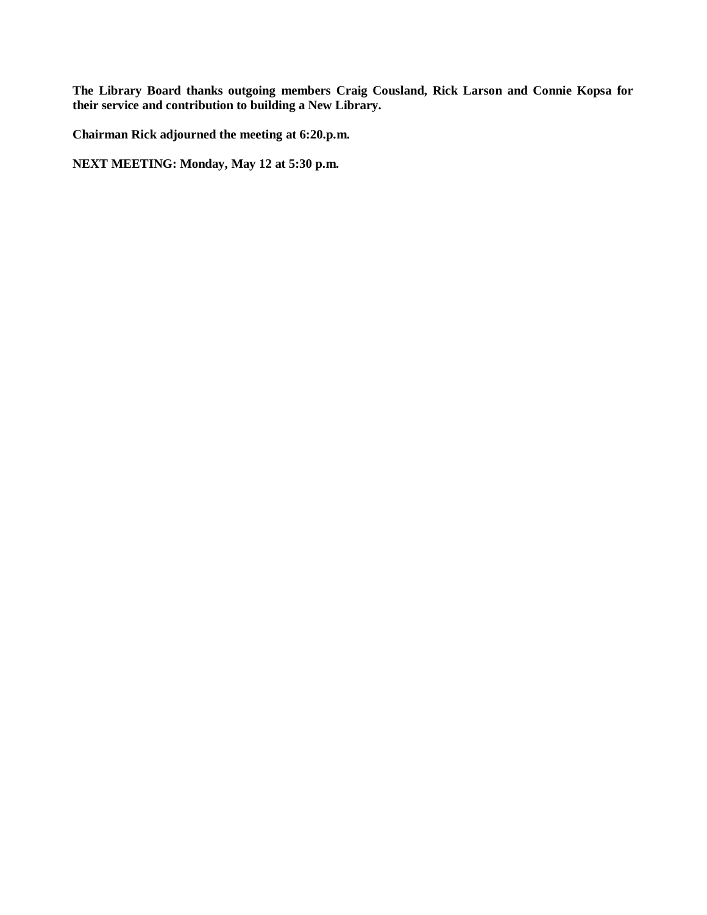**The Library Board thanks outgoing members Craig Cousland, Rick Larson and Connie Kopsa for their service and contribution to building a New Library.**

**Chairman Rick adjourned the meeting at 6:20.p.m.**

**NEXT MEETING: Monday, May 12 at 5:30 p.m.**